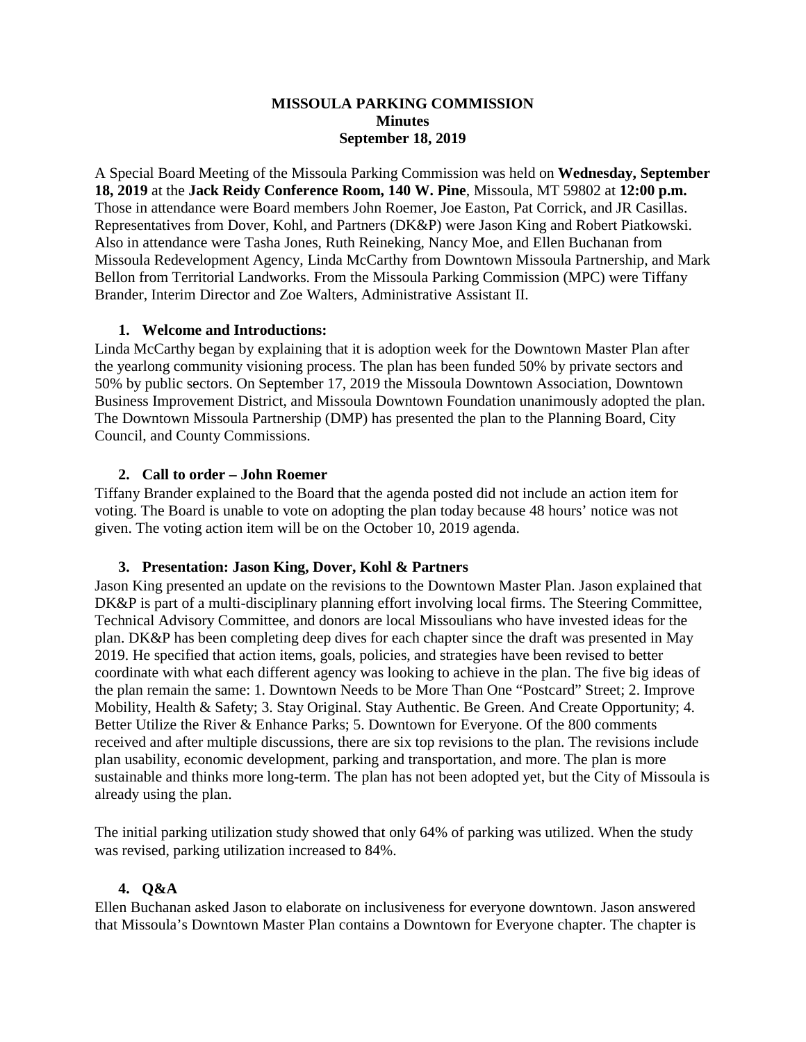**MISSOULA PARKING COMMISSION**
**Minutes**
**September 18, 2019**

A Special Board Meeting of the Missoula Parking Commission was held on **Wednesday, September 18, 2019** at the **Jack Reidy Conference Room, 140 W. Pine**, Missoula, MT 59802 at **12:00 p.m.** Those in attendance were Board members John Roemer, Joe Easton, Pat Corrick, and JR Casillas. Representatives from Dover, Kohl, and Partners (DK&P) were Jason King and Robert Piatkowski. Also in attendance were Tasha Jones, Ruth Reineking, Nancy Moe, and Ellen Buchanan from Missoula Redevelopment Agency, Linda McCarthy from Downtown Missoula Partnership, and Mark Bellon from Territorial Landworks. From the Missoula Parking Commission (MPC) were Tiffany Brander, Interim Director and Zoe Walters, Administrative Assistant II.

1. **Welcome and Introductions:**

Linda McCarthy began by explaining that it is adoption week for the Downtown Master Plan after the yearlong community visioning process. The plan has been funded 50% by private sectors and 50% by public sectors. On September 17, 2019 the Missoula Downtown Association, Downtown Business Improvement District, and Missoula Downtown Foundation unanimously adopted the plan. The Downtown Missoula Partnership (DMP) has presented the plan to the Planning Board, City Council, and County Commissions.

2. **Call to order – John Roemer**

Tiffany Brander explained to the Board that the agenda posted did not include an action item for voting. The Board is unable to vote on adopting the plan today because 48 hours' notice was not given. The voting action item will be on the October 10, 2019 agenda.

3. **Presentation: Jason King, Dover, Kohl & Partners**

Jason King presented an update on the revisions to the Downtown Master Plan. Jason explained that DK&P is part of a multi-disciplinary planning effort involving local firms. The Steering Committee, Technical Advisory Committee, and donors are local Missoulians who have invested ideas for the plan. DK&P has been completing deep dives for each chapter since the draft was presented in May 2019. He specified that action items, goals, policies, and strategies have been revised to better coordinate with what each different agency was looking to achieve in the plan. The five big ideas of the plan remain the same: 1. Downtown Needs to be More Than One "Postcard" Street; 2. Improve Mobility, Health & Safety; 3. Stay Original. Stay Authentic. Be Green. And Create Opportunity; 4. Better Utilize the River & Enhance Parks; 5. Downtown for Everyone. Of the 800 comments received and after multiple discussions, there are six top revisions to the plan. The revisions include plan usability, economic development, parking and transportation, and more. The plan is more sustainable and thinks more long-term. The plan has not been adopted yet, but the City of Missoula is already using the plan.

The initial parking utilization study showed that only 64% of parking was utilized. When the study was revised, parking utilization increased to 84%.

4. **Q&A**

Ellen Buchanan asked Jason to elaborate on inclusiveness for everyone downtown. Jason answered that Missoula's Downtown Master Plan contains a Downtown for Everyone chapter. The chapter is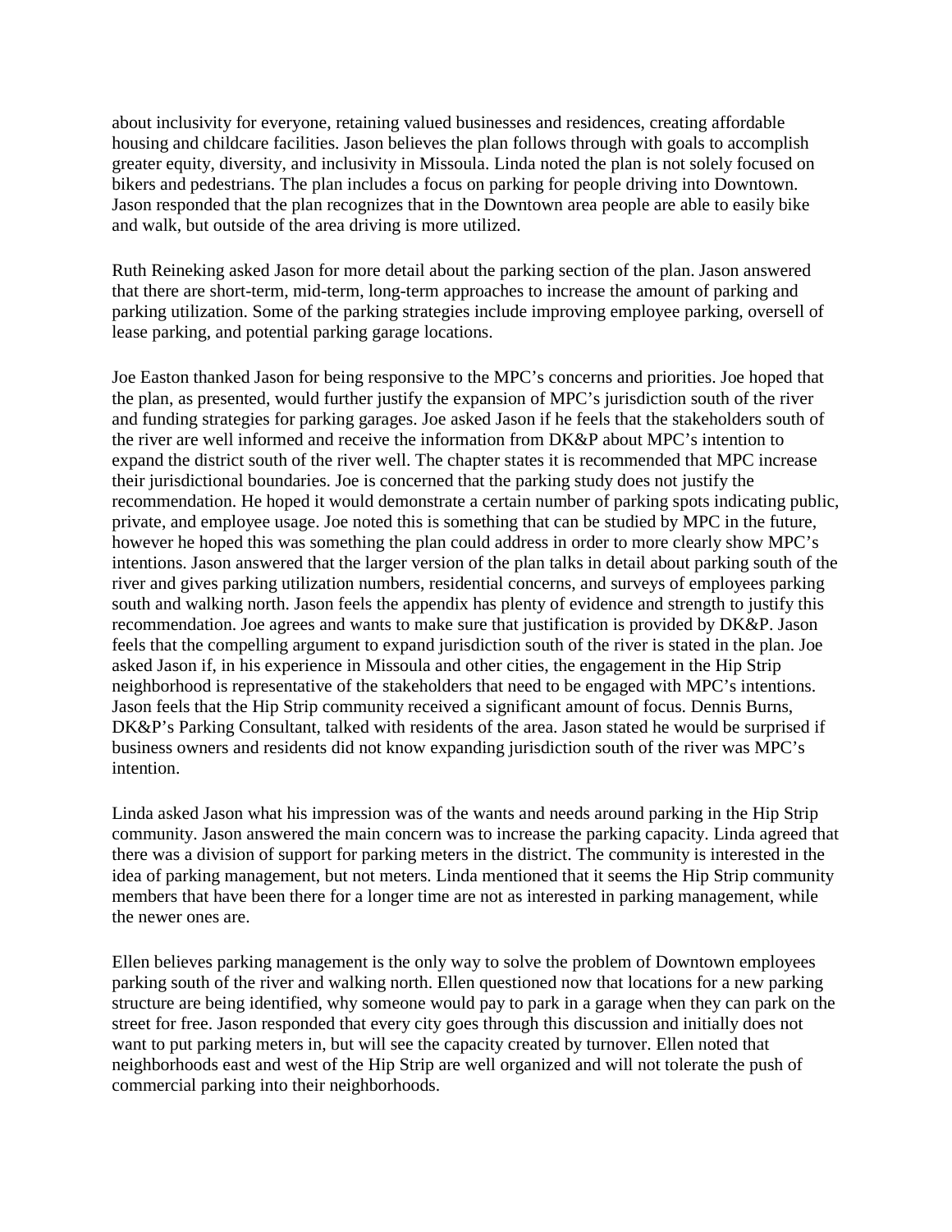about inclusivity for everyone, retaining valued businesses and residences, creating affordable housing and childcare facilities. Jason believes the plan follows through with goals to accomplish greater equity, diversity, and inclusivity in Missoula. Linda noted the plan is not solely focused on bikers and pedestrians. The plan includes a focus on parking for people driving into Downtown. Jason responded that the plan recognizes that in the Downtown area people are able to easily bike and walk, but outside of the area driving is more utilized.

Ruth Reineking asked Jason for more detail about the parking section of the plan. Jason answered that there are short-term, mid-term, long-term approaches to increase the amount of parking and parking utilization. Some of the parking strategies include improving employee parking, oversell of lease parking, and potential parking garage locations.

Joe Easton thanked Jason for being responsive to the MPC's concerns and priorities. Joe hoped that the plan, as presented, would further justify the expansion of MPC's jurisdiction south of the river and funding strategies for parking garages. Joe asked Jason if he feels that the stakeholders south of the river are well informed and receive the information from DK&P about MPC's intention to expand the district south of the river well. The chapter states it is recommended that MPC increase their jurisdictional boundaries. Joe is concerned that the parking study does not justify the recommendation. He hoped it would demonstrate a certain number of parking spots indicating public, private, and employee usage. Joe noted this is something that can be studied by MPC in the future, however he hoped this was something the plan could address in order to more clearly show MPC's intentions. Jason answered that the larger version of the plan talks in detail about parking south of the river and gives parking utilization numbers, residential concerns, and surveys of employees parking south and walking north. Jason feels the appendix has plenty of evidence and strength to justify this recommendation. Joe agrees and wants to make sure that justification is provided by DK&P. Jason feels that the compelling argument to expand jurisdiction south of the river is stated in the plan. Joe asked Jason if, in his experience in Missoula and other cities, the engagement in the Hip Strip neighborhood is representative of the stakeholders that need to be engaged with MPC's intentions. Jason feels that the Hip Strip community received a significant amount of focus. Dennis Burns, DK&P's Parking Consultant, talked with residents of the area. Jason stated he would be surprised if business owners and residents did not know expanding jurisdiction south of the river was MPC's intention.

Linda asked Jason what his impression was of the wants and needs around parking in the Hip Strip community. Jason answered the main concern was to increase the parking capacity. Linda agreed that there was a division of support for parking meters in the district. The community is interested in the idea of parking management, but not meters. Linda mentioned that it seems the Hip Strip community members that have been there for a longer time are not as interested in parking management, while the newer ones are.

Ellen believes parking management is the only way to solve the problem of Downtown employees parking south of the river and walking north. Ellen questioned now that locations for a new parking structure are being identified, why someone would pay to park in a garage when they can park on the street for free. Jason responded that every city goes through this discussion and initially does not want to put parking meters in, but will see the capacity created by turnover. Ellen noted that neighborhoods east and west of the Hip Strip are well organized and will not tolerate the push of commercial parking into their neighborhoods.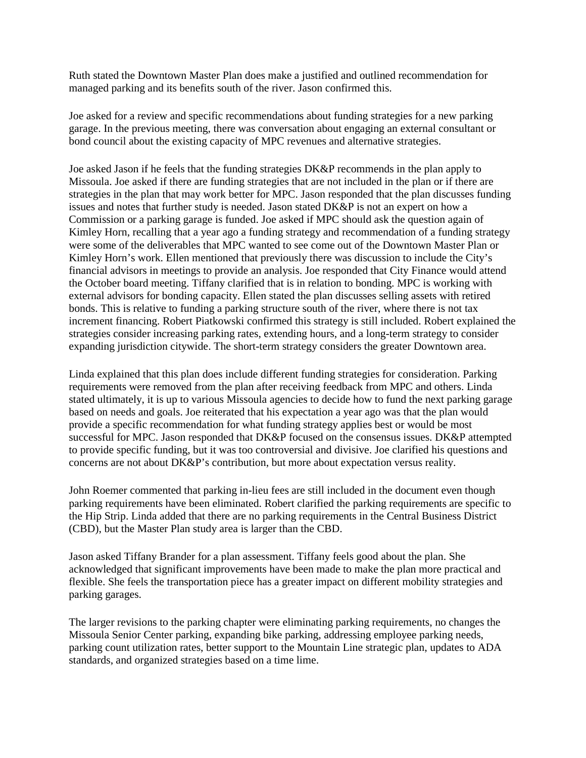Ruth stated the Downtown Master Plan does make a justified and outlined recommendation for managed parking and its benefits south of the river. Jason confirmed this.

Joe asked for a review and specific recommendations about funding strategies for a new parking garage. In the previous meeting, there was conversation about engaging an external consultant or bond council about the existing capacity of MPC revenues and alternative strategies.

Joe asked Jason if he feels that the funding strategies DK&P recommends in the plan apply to Missoula. Joe asked if there are funding strategies that are not included in the plan or if there are strategies in the plan that may work better for MPC. Jason responded that the plan discusses funding issues and notes that further study is needed. Jason stated DK&P is not an expert on how a Commission or a parking garage is funded. Joe asked if MPC should ask the question again of Kimley Horn, recalling that a year ago a funding strategy and recommendation of a funding strategy were some of the deliverables that MPC wanted to see come out of the Downtown Master Plan or Kimley Horn's work. Ellen mentioned that previously there was discussion to include the City's financial advisors in meetings to provide an analysis. Joe responded that City Finance would attend the October board meeting. Tiffany clarified that is in relation to bonding. MPC is working with external advisors for bonding capacity. Ellen stated the plan discusses selling assets with retired bonds. This is relative to funding a parking structure south of the river, where there is not tax increment financing. Robert Piatkowski confirmed this strategy is still included. Robert explained the strategies consider increasing parking rates, extending hours, and a long-term strategy to consider expanding jurisdiction citywide. The short-term strategy considers the greater Downtown area.

Linda explained that this plan does include different funding strategies for consideration. Parking requirements were removed from the plan after receiving feedback from MPC and others. Linda stated ultimately, it is up to various Missoula agencies to decide how to fund the next parking garage based on needs and goals. Joe reiterated that his expectation a year ago was that the plan would provide a specific recommendation for what funding strategy applies best or would be most successful for MPC. Jason responded that DK&P focused on the consensus issues. DK&P attempted to provide specific funding, but it was too controversial and divisive. Joe clarified his questions and concerns are not about DK&P's contribution, but more about expectation versus reality.

John Roemer commented that parking in-lieu fees are still included in the document even though parking requirements have been eliminated. Robert clarified the parking requirements are specific to the Hip Strip. Linda added that there are no parking requirements in the Central Business District (CBD), but the Master Plan study area is larger than the CBD.

Jason asked Tiffany Brander for a plan assessment. Tiffany feels good about the plan. She acknowledged that significant improvements have been made to make the plan more practical and flexible. She feels the transportation piece has a greater impact on different mobility strategies and parking garages.

The larger revisions to the parking chapter were eliminating parking requirements, no changes the Missoula Senior Center parking, expanding bike parking, addressing employee parking needs, parking count utilization rates, better support to the Mountain Line strategic plan, updates to ADA standards, and organized strategies based on a time lime.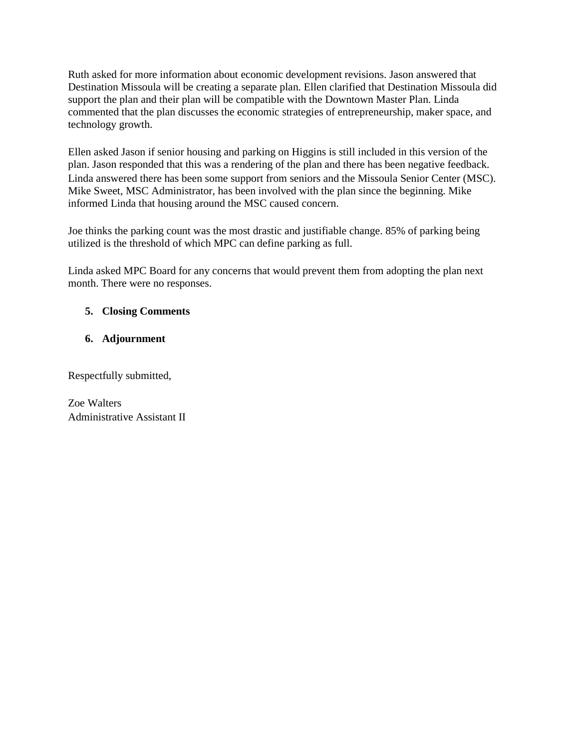Ruth asked for more information about economic development revisions. Jason answered that Destination Missoula will be creating a separate plan. Ellen clarified that Destination Missoula did support the plan and their plan will be compatible with the Downtown Master Plan. Linda commented that the plan discusses the economic strategies of entrepreneurship, maker space, and technology growth.

Ellen asked Jason if senior housing and parking on Higgins is still included in this version of the plan. Jason responded that this was a rendering of the plan and there has been negative feedback. Linda answered there has been some support from seniors and the Missoula Senior Center (MSC). Mike Sweet, MSC Administrator, has been involved with the plan since the beginning. Mike informed Linda that housing around the MSC caused concern.

Joe thinks the parking count was the most drastic and justifiable change. 85% of parking being utilized is the threshold of which MPC can define parking as full.

Linda asked MPC Board for any concerns that would prevent them from adopting the plan next month. There were no responses.

5. **Closing Comments**

6. **Adjournment**

Respectfully submitted,

Zoe Walters
Administrative Assistant II